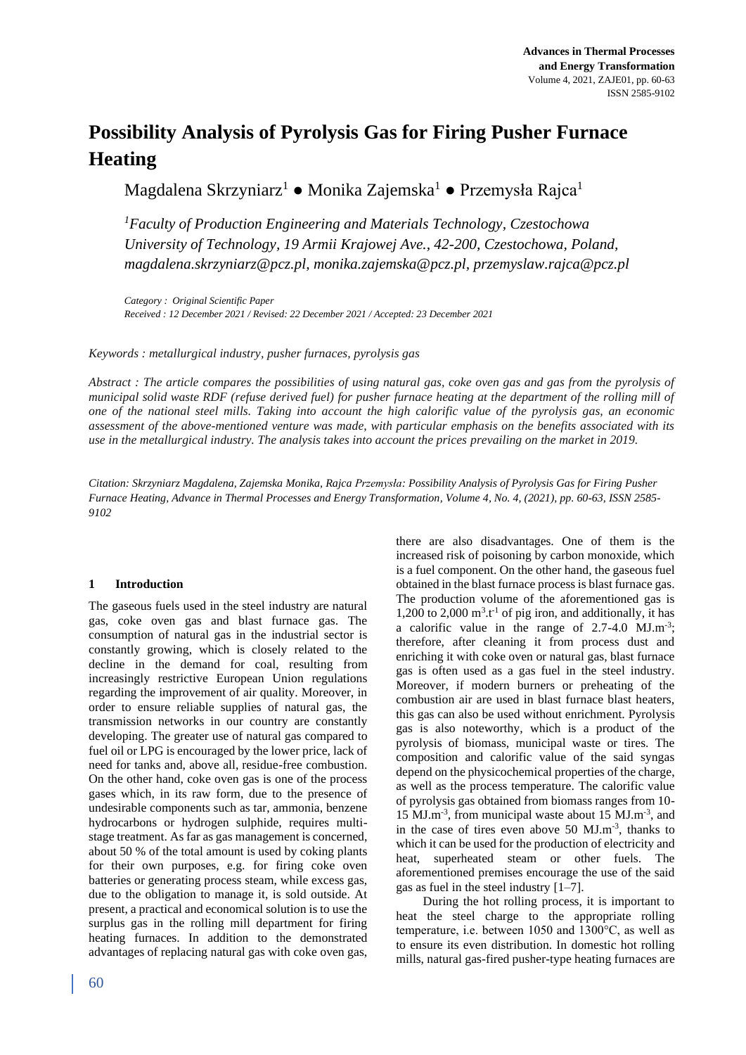# Possibility Analysis of Pyrolysis Gas for Firing Pusher Furnace Heating

Magdalena Skrzyniarz[1] ● Monika Zajemska[1] ● Przemysła Rajca[1]

*[1]Faculty of Production Engineering and Materials Technology, Czestochowa University of Technology, 19 Armii Krajowej Ave., 42-200, Czestochowa, Poland, magdalena.skrzyniarz@pcz.pl, monika.zajemska@pcz.pl, przemyslaw.rajca@pcz.pl*

*Category : Original Scientific Paper*
*Received : 12 December 2021 / Revised: 22 December 2021 / Accepted: 23 December 2021*

*Keywords : metallurgical industry, pusher furnaces, pyrolysis gas*

*Abstract : The article compares the possibilities of using natural gas, coke oven gas and gas from the pyrolysis of municipal solid waste RDF (refuse derived fuel) for pusher furnace heating at the department of the rolling mill of one of the national steel mills. Taking into account the high calorific value of the pyrolysis gas, an economic assessment of the above-mentioned venture was made, with particular emphasis on the benefits associated with its use in the metallurgical industry. The analysis takes into account the prices prevailing on the market in 2019.*

*Citation: Skrzyniarz Magdalena, Zajemska Monika, Rajca Przemysła: Possibility Analysis of Pyrolysis Gas for Firing Pusher Furnace Heating, Advance in Thermal Processes and Energy Transformation, Volume 4, No. 4, (2021), pp. 60-63, ISSN 2585-9102*

## 1 Introduction

The gaseous fuels used in the steel industry are natural gas, coke oven gas and blast furnace gas. The consumption of natural gas in the industrial sector is constantly growing, which is closely related to the decline in the demand for coal, resulting from increasingly restrictive European Union regulations regarding the improvement of air quality. Moreover, in order to ensure reliable supplies of natural gas, the transmission networks in our country are constantly developing. The greater use of natural gas compared to fuel oil or LPG is encouraged by the lower price, lack of need for tanks and, above all, residue-free combustion. On the other hand, coke oven gas is one of the process gases which, in its raw form, due to the presence of undesirable components such as tar, ammonia, benzene hydrocarbons or hydrogen sulphide, requires multi-stage treatment. As far as gas management is concerned, about 50 % of the total amount is used by coking plants for their own purposes, e.g. for firing coke oven batteries or generating process steam, while excess gas, due to the obligation to manage it, is sold outside. At present, a practical and economical solution is to use the surplus gas in the rolling mill department for firing heating furnaces. In addition to the demonstrated advantages of replacing natural gas with coke oven gas, there are also disadvantages. One of them is the increased risk of poisoning by carbon monoxide, which is a fuel component. On the other hand, the gaseous fuel obtained in the blast furnace process is blast furnace gas. The production volume of the aforementioned gas is 1,200 to 2,000 $m^3.t^{-1}$ of pig iron, and additionally, it has a calorific value in the range of 2.7-4.0 $MJ.m^{-3}$; therefore, after cleaning it from process dust and enriching it with coke oven or natural gas, blast furnace gas is often used as a gas fuel in the steel industry. Moreover, if modern burners or preheating of the combustion air are used in blast furnace blast heaters, this gas can also be used without enrichment. Pyrolysis gas is also noteworthy, which is a product of the pyrolysis of biomass, municipal waste or tires. The composition and calorific value of the said syngas depend on the physicochemical properties of the charge, as well as the process temperature. The calorific value of pyrolysis gas obtained from biomass ranges from 10-15 $MJ.m^{-3}$, from municipal waste about 15 $MJ.m^{-3}$, and in the case of tires even above 50 $MJ.m^{-3}$, thanks to which it can be used for the production of electricity and heat, superheated steam or other fuels. The aforementioned premises encourage the use of the said gas as fuel in the steel industry [1–7].

During the hot rolling process, it is important to heat the steel charge to the appropriate rolling temperature, i.e. between 1050 and 1300°C, as well as to ensure its even distribution. In domestic hot rolling mills, natural gas-fired pusher-type heating furnaces are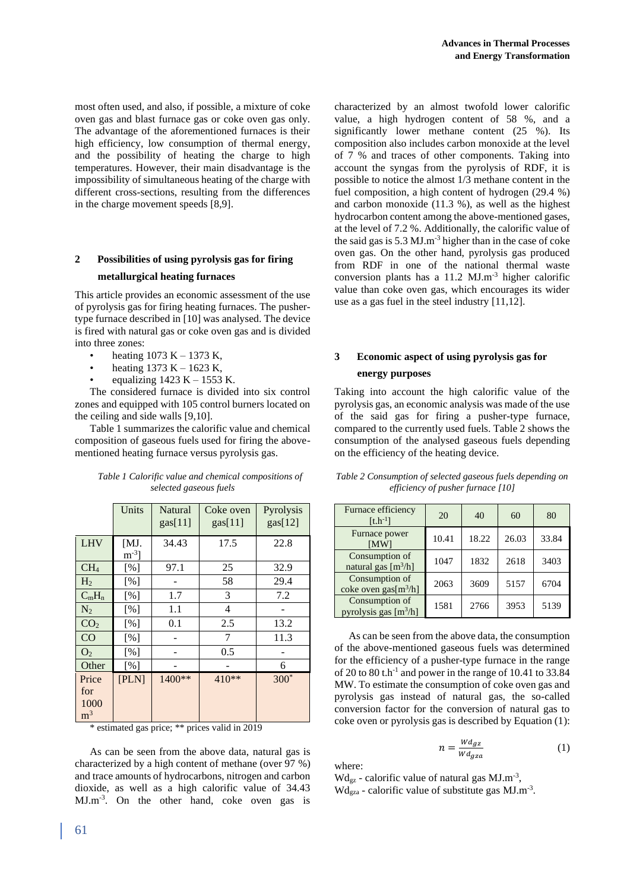most often used, and also, if possible, a mixture of coke oven gas and blast furnace gas or coke oven gas only. The advantage of the aforementioned furnaces is their high efficiency, low consumption of thermal energy, and the possibility of heating the charge to high temperatures. However, their main disadvantage is the impossibility of simultaneous heating of the charge with different cross-sections, resulting from the differences in the charge movement speeds [8,9].

## 2 Possibilities of using pyrolysis gas for firing metallurgical heating furnaces

This article provides an economic assessment of the use of pyrolysis gas for firing heating furnaces. The pusher-type furnace described in [10] was analysed. The device is fired with natural gas or coke oven gas and is divided into three zones:

- heating 1073 K – 1373 K,
- heating 1373 K – 1623 K,
- equalizing 1423 K – 1553 K.

The considered furnace is divided into six control zones and equipped with 105 control burners located on the ceiling and side walls [9,10].

Table 1 summarizes the calorific value and chemical composition of gaseous fuels used for firing the above-mentioned heating furnace versus pyrolysis gas.

*Table 1 Calorific value and chemical compositions of selected gaseous fuels*

| | Units | Natural gas[11] | Coke oven gas[11] | Pyrolysis gas[12] |
|---|---|---|---|---|
| LHV | [MJ.m$^{-3}$] | 34.43 | 17.5 | 22.8 |
| $CH_4$ | [%] | 97.1 | 25 | 32.9 |
| $H_2$ | [%] | - | 58 | 29.4 |
| $C_mH_n$ | [%] | 1.7 | 3 | 7.2 |
| $N_2$ | [%] | 1.1 | 4 | - |
| $CO_2$ | [%] | 0.1 | 2.5 | 13.2 |
| CO | [%] | - | 7 | 11.3 |
| $O_2$ | [%] | - | 0.5 | - |
| Other | [%] | - | - | 6 |
| Price for 1000 m$^3$ | [PLN] | 1400** | 410** | 300* |

\* estimated gas price; ** prices valid in 2019

As can be seen from the above data, natural gas is characterized by a high content of methane (over 97 %) and trace amounts of hydrocarbons, nitrogen and carbon dioxide, as well as a high calorific value of 34.43 MJ.m$^{-3}$. On the other hand, coke oven gas is characterized by an almost twofold lower calorific value, a high hydrogen content of 58 %, and a significantly lower methane content (25 %). Its composition also includes carbon monoxide at the level of 7 % and traces of other components. Taking into account the syngas from the pyrolysis of RDF, it is possible to notice the almost 1/3 methane content in the fuel composition, a high content of hydrogen (29.4 %) and carbon monoxide (11.3 %), as well as the highest hydrocarbon content among the above-mentioned gases, at the level of 7.2 %. Additionally, the calorific value of the said gas is 5.3 MJ.m$^{-3}$ higher than in the case of coke oven gas. On the other hand, pyrolysis gas produced from RDF in one of the national thermal waste conversion plants has a 11.2 MJ.m$^{-3}$ higher calorific value than coke oven gas, which encourages its wider use as a gas fuel in the steel industry [11,12].

## 3 Economic aspect of using pyrolysis gas for energy purposes

Taking into account the high calorific value of the pyrolysis gas, an economic analysis was made of the use of the said gas for firing a pusher-type furnace, compared to the currently used fuels. Table 2 shows the consumption of the analysed gaseous fuels depending on the efficiency of the heating device.

*Table 2 Consumption of selected gaseous fuels depending on efficiency of pusher furnace [10]*

| Furnace efficiency [t.h$^{-1}$] | 20 | 40 | 60 | 80 |
|---|---|---|---|---|
| Furnace power [MW] | 10.41 | 18.22 | 26.03 | 33.84 |
| Consumption of natural gas [m$^3$/h] | 1047 | 1832 | 2618 | 3403 |
| Consumption of coke oven gas[m$^3$/h] | 2063 | 3609 | 5157 | 6704 |
| Consumption of pyrolysis gas [m$^3$/h] | 1581 | 2766 | 3953 | 5139 |

As can be seen from the above data, the consumption of the above-mentioned gaseous fuels was determined for the efficiency of a pusher-type furnace in the range of 20 to 80 t.h$^{-1}$ and power in the range of 10.41 to 33.84 MW. To estimate the consumption of coke oven gas and pyrolysis gas instead of natural gas, the so-called conversion factor for the conversion of natural gas to coke oven or pyrolysis gas is described by Equation (1):

$$n = \frac{Wd_{gz}}{Wd_{gza}} \tag{1}$$

where:

$Wd_{gz}$ - calorific value of natural gas MJ.m$^{-3}$,
$Wd_{gza}$ - calorific value of substitute gas MJ.m$^{-3}$.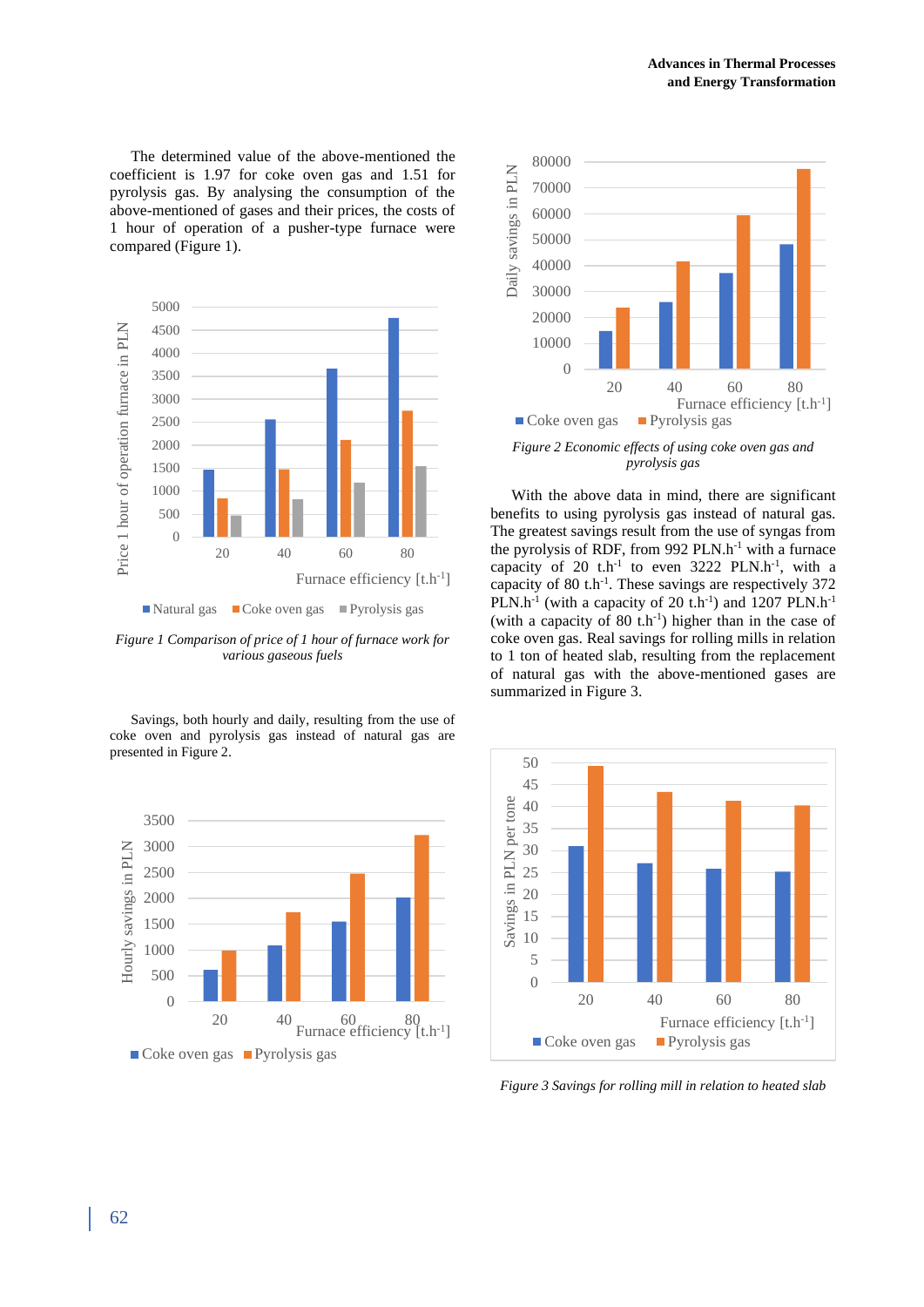The determined value of the above-mentioned the coefficient is 1.97 for coke oven gas and 1.51 for pyrolysis gas. By analysing the consumption of the above-mentioned of gases and their prices, the costs of 1 hour of operation of a pusher-type furnace were compared (Figure 1).

*Figure 1 Comparison of price of 1 hour of furnace work for various gaseous fuels*

Savings, both hourly and daily, resulting from the use of coke oven and pyrolysis gas instead of natural gas are presented in Figure 2.

*Figure 2 Economic effects of using coke oven gas and pyrolysis gas*

With the above data in mind, there are significant benefits to using pyrolysis gas instead of natural gas. The greatest savings result from the use of syngas from the pyrolysis of RDF, from 992 PLN.h$^{-1}$ with a furnace capacity of 20 t.h$^{-1}$ to even 3222 PLN.h$^{-1}$, with a capacity of 80 t.h$^{-1}$. These savings are respectively 372 PLN.h$^{-1}$ (with a capacity of 20 t.h$^{-1}$) and 1207 PLN.h$^{-1}$ (with a capacity of 80 t.h$^{-1}$) higher than in the case of coke oven gas. Real savings for rolling mills in relation to 1 ton of heated slab, resulting from the replacement of natural gas with the above-mentioned gases are summarized in Figure 3.

*Figure 3 Savings for rolling mill in relation to heated slab*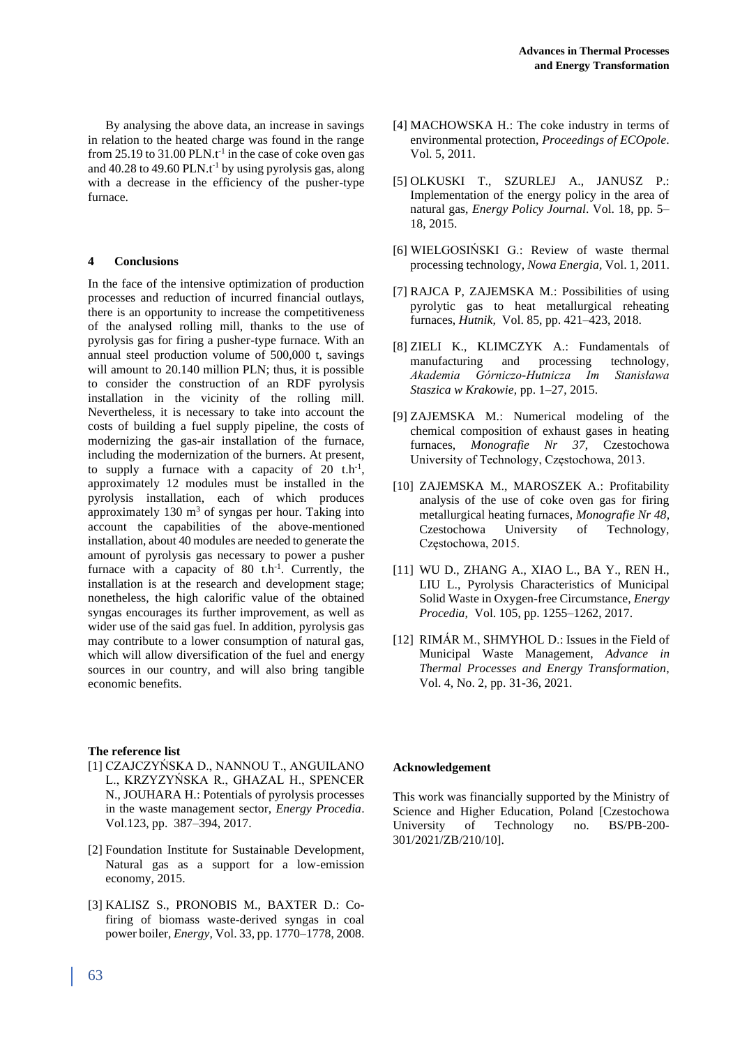By analysing the above data, an increase in savings in relation to the heated charge was found in the range from 25.19 to 31.00 PLN.$t^{-1}$ in the case of coke oven gas and 40.28 to 49.60 PLN.$t^{-1}$ by using pyrolysis gas, along with a decrease in the efficiency of the pusher-type furnace.

## 4 Conclusions

In the face of the intensive optimization of production processes and reduction of incurred financial outlays, there is an opportunity to increase the competitiveness of the analysed rolling mill, thanks to the use of pyrolysis gas for firing a pusher-type furnace. With an annual steel production volume of 500,000 t, savings will amount to 20.140 million PLN; thus, it is possible to consider the construction of an RDF pyrolysis installation in the vicinity of the rolling mill. Nevertheless, it is necessary to take into account the costs of building a fuel supply pipeline, the costs of modernizing the gas-air installation of the furnace, including the modernization of the burners. At present, to supply a furnace with a capacity of 20 t.$h^{-1}$, approximately 12 modules must be installed in the pyrolysis installation, each of which produces approximately 130 $m^3$ of syngas per hour. Taking into account the capabilities of the above-mentioned installation, about 40 modules are needed to generate the amount of pyrolysis gas necessary to power a pusher furnace with a capacity of 80 t.$h^{-1}$. Currently, the installation is at the research and development stage; nonetheless, the high calorific value of the obtained syngas encourages its further improvement, as well as wider use of the said gas fuel. In addition, pyrolysis gas may contribute to a lower consumption of natural gas, which will allow diversification of the fuel and energy sources in our country, and will also bring tangible economic benefits.

### The reference list

[1] CZAJCZYŃSKA D., NANNOU T., ANGUILANO L., KRZYZYŃSKA R., GHAZAL H., SPENCER N., JOUHARA H.: Potentials of pyrolysis processes in the waste management sector, *Energy Procedia*. Vol.123, pp. 387–394, 2017.

[2] Foundation Institute for Sustainable Development, Natural gas as a support for a low-emission economy, 2015.

[3] KALISZ S., PRONOBIS M., BAXTER D.: Co-firing of biomass waste-derived syngas in coal power boiler, *Energy*, Vol. 33, pp. 1770–1778, 2008.

[4] MACHOWSKA H.: The coke industry in terms of environmental protection, *Proceedings of ECOpole*. Vol. 5, 2011.

[5] OLKUSKI T., SZURLEJ A., JANUSZ P.: Implementation of the energy policy in the area of natural gas, *Energy Policy Journal*. Vol. 18, pp. 5–18, 2015.

[6] WIELGOSIŃSKI G.: Review of waste thermal processing technology, *Nowa Energia*, Vol. 1, 2011.

[7] RAJCA P, ZAJEMSKA M.: Possibilities of using pyrolytic gas to heat metallurgical reheating furnaces, *Hutnik*, Vol. 85, pp. 421–423, 2018.

[8] ZIELI K., KLIMCZYK A.: Fundamentals of manufacturing and processing technology, *Akademia Górniczo-Hutnicza Im Stanisława Staszica w Krakowie*, pp. 1–27, 2015.

[9] ZAJEMSKA M.: Numerical modeling of the chemical composition of exhaust gases in heating furnaces, *Monografie Nr 37*, Czestochowa University of Technology, Częstochowa, 2013.

[10] ZAJEMSKA M., MAROSZEK A.: Profitability analysis of the use of coke oven gas for firing metallurgical heating furnaces, *Monografie Nr 48*, Czestochowa University of Technology, Częstochowa, 2015.

[11] WU D., ZHANG A., XIAO L., BA Y., REN H., LIU L., Pyrolysis Characteristics of Municipal Solid Waste in Oxygen-free Circumstance, *Energy Procedia*, Vol. 105, pp. 1255–1262, 2017.

[12] RIMÁR M., SHMYHOL D.: Issues in the Field of Municipal Waste Management, *Advance in Thermal Processes and Energy Transformation*, Vol. 4, No. 2, pp. 31-36, 2021.

### Acknowledgement

This work was financially supported by the Ministry of Science and Higher Education, Poland [Czestochowa University of Technology no. BS/PB-200-301/2021/ZB/210/10].